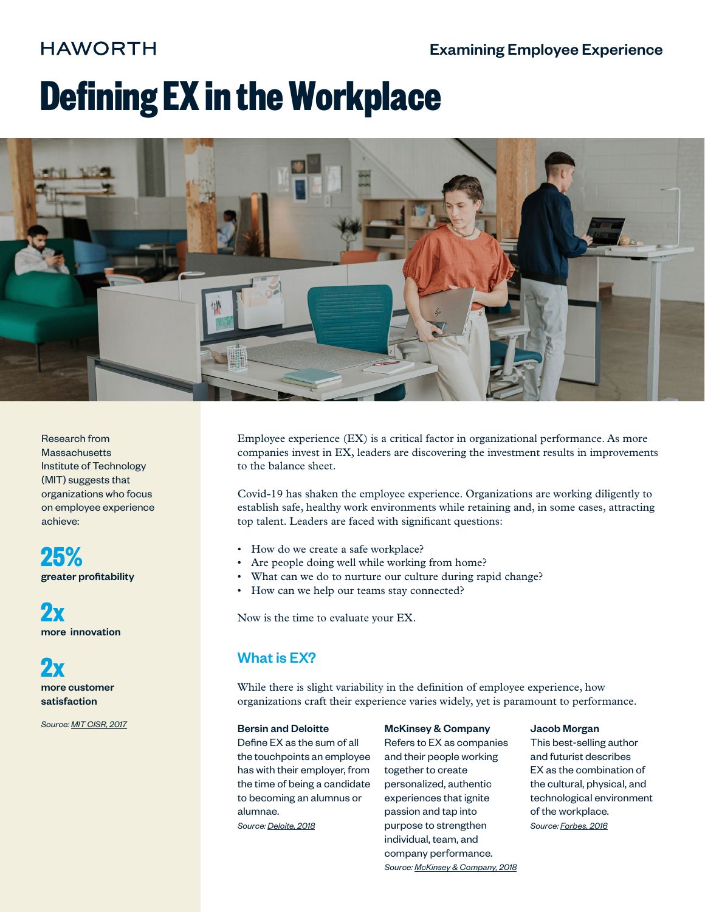HAWORTH

Examining Employee Experience

# Defining EX in the Workplace

Research from Massachusetts Institute of Technology (MIT) suggests that organizations who focus on employee experience achieve:

**25%**
**greater profitability**

**2x**
**more innovation**

**2x**
**more customer satisfaction**

*Source: MIT CISR, 2017*

Employee experience (EX) is a critical factor in organizational performance. As more companies invest in EX, leaders are discovering the investment results in improvements to the balance sheet.

Covid-19 has shaken the employee experience. Organizations are working diligently to establish safe, healthy work environments while retaining and, in some cases, attracting top talent. Leaders are faced with significant questions:

- How do we create a safe workplace?
- Are people doing well while working from home?
- What can we do to nurture our culture during rapid change?
- How can we help our teams stay connected?

Now is the time to evaluate your EX.

## What is EX?

While there is slight variability in the definition of employee experience, how organizations craft their experience varies widely, yet is paramount to performance.

**Bersin and Deloitte**
Define EX as the sum of all the touchpoints an employee has with their employer, from the time of being a candidate to becoming an alumnus or alumnae.
*Source: Deloitte, 2018*

**McKinsey & Company**
Refers to EX as companies and their people working together to create personalized, authentic experiences that ignite passion and tap into purpose to strengthen individual, team, and company performance.
*Source: McKinsey & Company, 2018*

**Jacob Morgan**
This best-selling author and futurist describes EX as the combination of the cultural, physical, and technological environment of the workplace.
*Source: Forbes, 2016*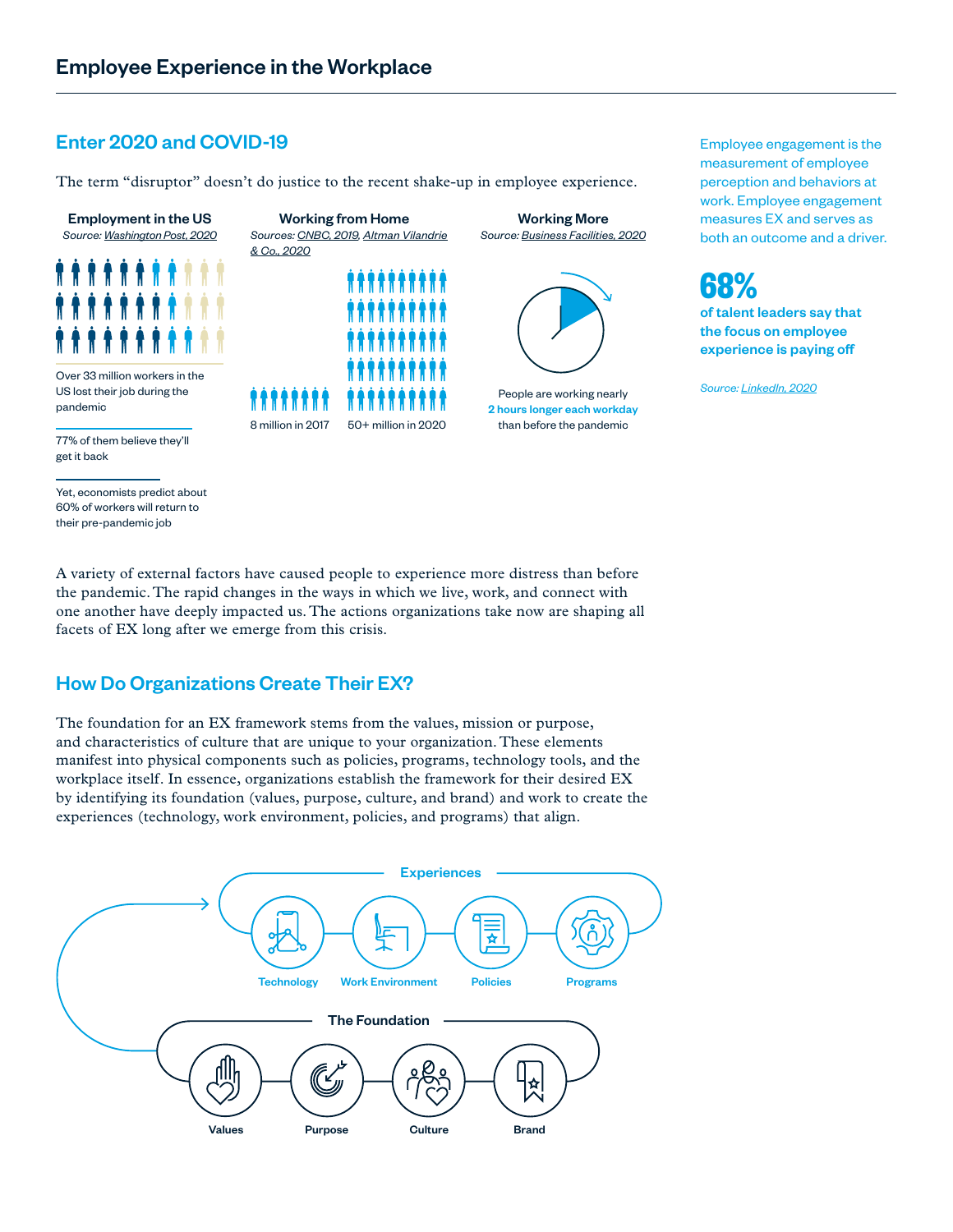## Employee Experience in the Workplace

### Enter 2020 and COVID-19

The term "disruptor" doesn't do justice to the recent shake-up in employee experience.

**Employment in the US**
*Source: Washington Post, 2020*

Over 33 million workers in the US lost their job during the pandemic

77% of them believe they'll get it back

Yet, economists predict about 60% of workers will return to their pre-pandemic job

**Working from Home**
*Sources: CNBC, 2019, Altman Vilandrie & Co., 2020*

8 million in 2017

50+ million in 2020

**Working More**
*Source: Business Facilities, 2020*

People are working nearly **2 hours longer each workday** than before the pandemic

Employee engagement is the measurement of employee perception and behaviors at work. Employee engagement measures EX and serves as both an outcome and a driver.

**68%**
**of talent leaders say that the focus on employee experience is paying off**

*Source: LinkedIn, 2020*

A variety of external factors have caused people to experience more distress than before the pandemic. The rapid changes in the ways in which we live, work, and connect with one another have deeply impacted us. The actions organizations take now are shaping all facets of EX long after we emerge from this crisis.

### How Do Organizations Create Their EX?

The foundation for an EX framework stems from the values, mission or purpose, and characteristics of culture that are unique to your organization. These elements manifest into physical components such as policies, programs, technology tools, and the workplace itself. In essence, organizations establish the framework for their desired EX by identifying its foundation (values, purpose, culture, and brand) and work to create the experiences (technology, work environment, policies, and programs) that align.

**Experiences**
Technology · Work Environment · Policies · Programs

**The Foundation**
Values · Purpose · Culture · Brand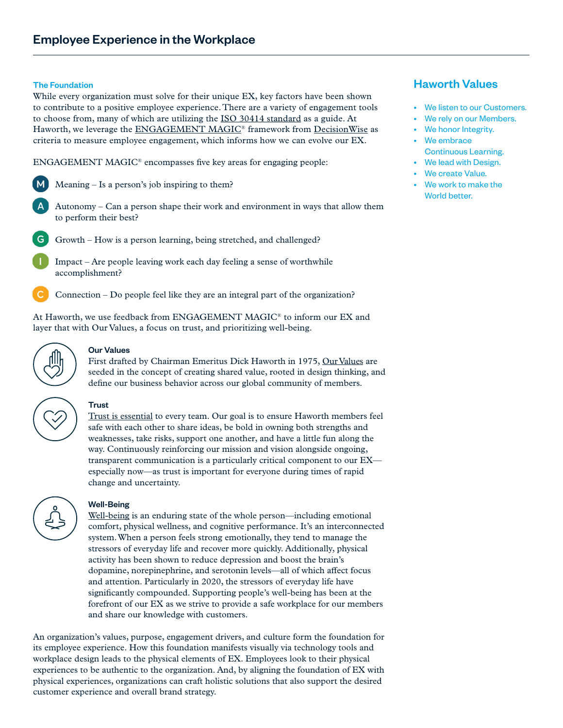## Employee Experience in the Workplace

### The Foundation

While every organization must solve for their unique EX, key factors have been shown to contribute to a positive employee experience. There are a variety of engagement tools to choose from, many of which are utilizing the ISO 30414 standard as a guide. At Haworth, we leverage the ENGAGEMENT MAGIC® framework from DecisionWise as criteria to measure employee engagement, which informs how we can evolve our EX.

ENGAGEMENT MAGIC® encompasses five key areas for engaging people:

- **M** Meaning – Is a person's job inspiring to them?
- **A** Autonomy – Can a person shape their work and environment in ways that allow them to perform their best?
- **G** Growth – How is a person learning, being stretched, and challenged?
- **I** Impact – Are people leaving work each day feeling a sense of worthwhile accomplishment?
- **C** Connection – Do people feel like they are an integral part of the organization?

At Haworth, we use feedback from ENGAGEMENT MAGIC® to inform our EX and layer that with Our Values, a focus on trust, and prioritizing well-being.

**Our Values**

First drafted by Chairman Emeritus Dick Haworth in 1975, Our Values are seeded in the concept of creating shared value, rooted in design thinking, and define our business behavior across our global community of members.

**Trust**

Trust is essential to every team. Our goal is to ensure Haworth members feel safe with each other to share ideas, be bold in owning both strengths and weaknesses, take risks, support one another, and have a little fun along the way. Continuously reinforcing our mission and vision alongside ongoing, transparent communication is a particularly critical component to our EX—especially now—as trust is important for everyone during times of rapid change and uncertainty.

**Well-Being**

Well-being is an enduring state of the whole person—including emotional comfort, physical wellness, and cognitive performance. It's an interconnected system. When a person feels strong emotionally, they tend to manage the stressors of everyday life and recover more quickly. Additionally, physical activity has been shown to reduce depression and boost the brain's dopamine, norepinephrine, and serotonin levels—all of which affect focus and attention. Particularly in 2020, the stressors of everyday life have significantly compounded. Supporting people's well-being has been at the forefront of our EX as we strive to provide a safe workplace for our members and share our knowledge with customers.

An organization's values, purpose, engagement drivers, and culture form the foundation for its employee experience. How this foundation manifests visually via technology tools and workplace design leads to the physical elements of EX. Employees look to their physical experiences to be authentic to the organization. And, by aligning the foundation of EX with physical experiences, organizations can craft holistic solutions that also support the desired customer experience and overall brand strategy.

### Haworth Values

- We listen to our Customers.
- We rely on our Members.
- We honor Integrity.
- We embrace Continuous Learning.
- We lead with Design.
- We create Value.
- We work to make the World better.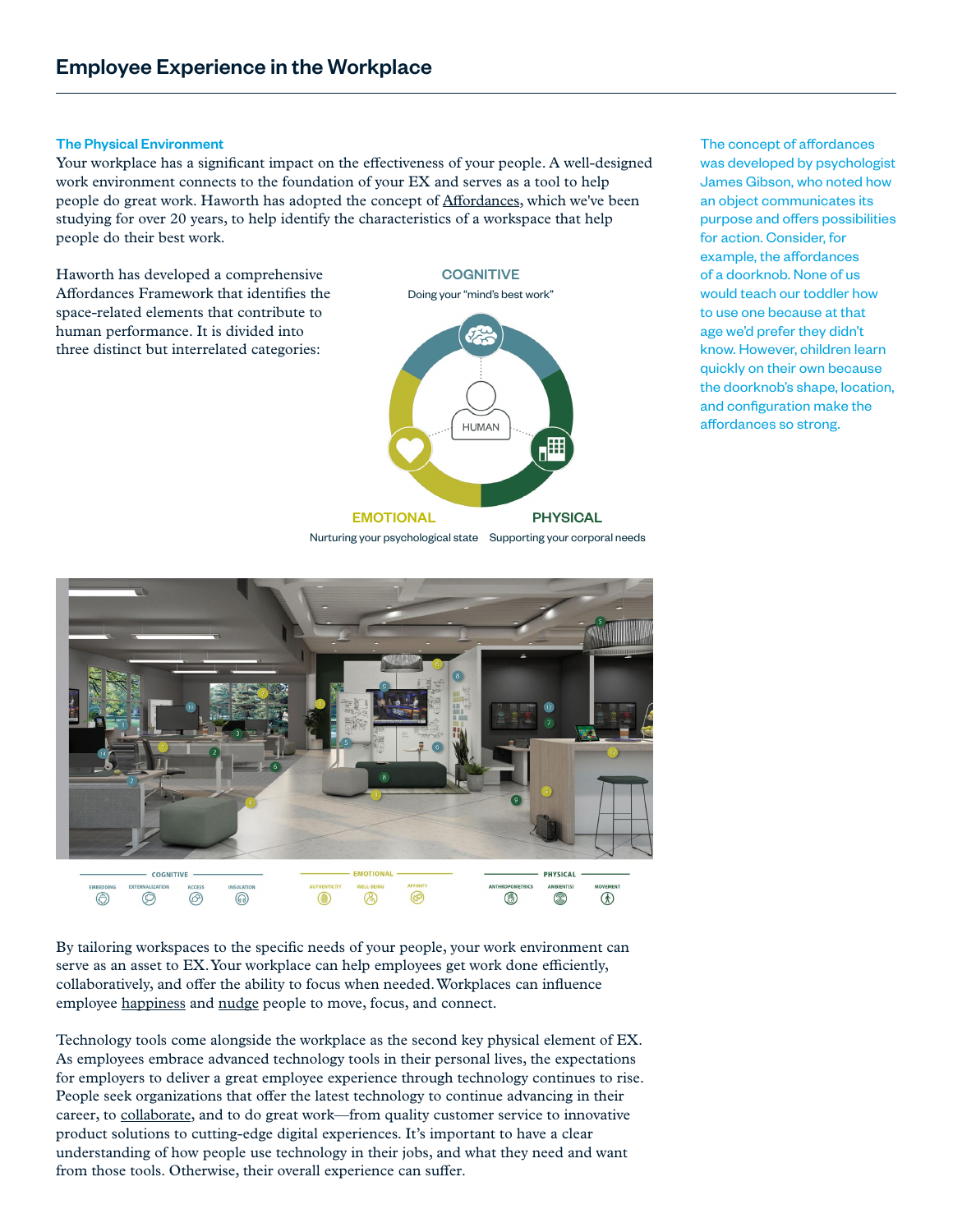## Employee Experience in the Workplace

### The Physical Environment

Your workplace has a significant impact on the effectiveness of your people. A well-designed work environment connects to the foundation of your EX and serves as a tool to help people do great work. Haworth has adopted the concept of Affordances, which we've been studying for over 20 years, to help identify the characteristics of a workspace that help people do their best work.

Haworth has developed a comprehensive Affordances Framework that identifies the space-related elements that contribute to human performance. It is divided into three distinct but interrelated categories:

COGNITIVE
Doing your "mind's best work"

HUMAN

EMOTIONAL
Nurturing your psychological state

PHYSICAL
Supporting your corporal needs

The concept of affordances was developed by psychologist James Gibson, who noted how an object communicates its purpose and offers possibilities for action. Consider, for example, the affordances of a doorknob. None of us would teach our toddler how to use one because at that age we'd prefer they didn't know. However, children learn quickly on their own because the doorknob's shape, location, and configuration make the affordances so strong.

COGNITIVE: EMBEDDING, EXTERNALIZATION, ACCESS, INSULATION
EMOTIONAL: AUTHENTICITY, WELL-BEING, AFFINITY
PHYSICAL: ANTHROPOMETRICS, AMBIENT(S), MOVEMENT

By tailoring workspaces to the specific needs of your people, your work environment can serve as an asset to EX. Your workplace can help employees get work done efficiently, collaboratively, and offer the ability to focus when needed. Workplaces can influence employee happiness and nudge people to move, focus, and connect.

Technology tools come alongside the workplace as the second key physical element of EX. As employees embrace advanced technology tools in their personal lives, the expectations for employers to deliver a great employee experience through technology continues to rise. People seek organizations that offer the latest technology to continue advancing in their career, to collaborate, and to do great work—from quality customer service to innovative product solutions to cutting-edge digital experiences. It's important to have a clear understanding of how people use technology in their jobs, and what they need and want from those tools. Otherwise, their overall experience can suffer.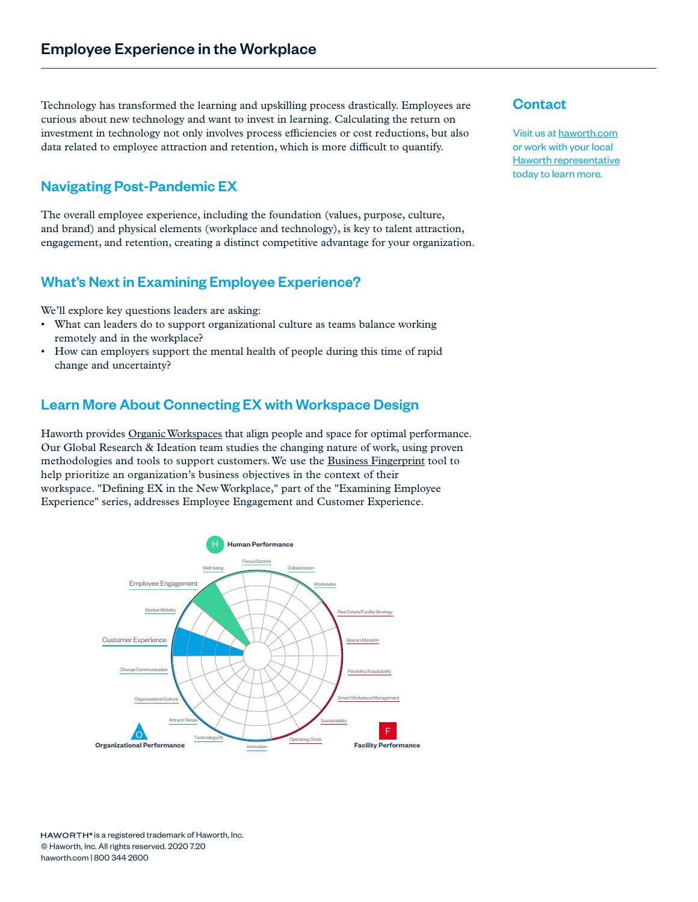Technology has transformed the learning and upskilling process drastically. Employees are curious about new technology and want to invest in learning. Calculating the return on investment in technology not only involves process efficiencies or cost reductions, but also data related to employee attraction and retention, which is more difficult to quantify.

## Navigating Post-Pandemic EX

The overall employee experience, including the foundation (values, purpose, culture, and brand) and physical elements (workplace and technology), is key to talent attraction, engagement, and retention, creating a distinct competitive advantage for your organization.

## What's Next in Examining Employee Experience?

We'll explore key questions leaders are asking:

- What can leaders do to support organizational culture as teams balance working remotely and in the workplace?
- How can employers support the mental health of people during this time of rapid change and uncertainty?

## Learn More About Connecting EX with Workspace Design

Haworth provides Organic Workspaces that align people and space for optimal performance. Our Global Research & Ideation team studies the changing nature of work, using proven methodologies and tools to support customers. We use the Business Fingerprint tool to help prioritize an organization's business objectives in the context of their workspace. "Defining EX in the New Workplace," part of the "Examining Employee Experience" series, addresses Employee Engagement and Customer Experience.

H Human Performance

Focus/Control
Collaboration
Workstyles
Well-being
Employee Engagement
Worker Mobility
Customer Experience
Change Communication
Organizational Culture
Attract/ Retain
Technology/AI
innovation
Operating Costs
Sustainability
Smart Workplace Management
Flexibility/Adaptability
Space Utilization
Real Estate/Facility Strategy

O Organizational Performance

F Facility Performance

## Contact

Visit us at haworth.com or work with your local Haworth representative today to learn more.

HAWORTH® is a registered trademark of Haworth, Inc.
© Haworth, Inc. All rights reserved. 2020 7.20
haworth.com | 800 344 2600